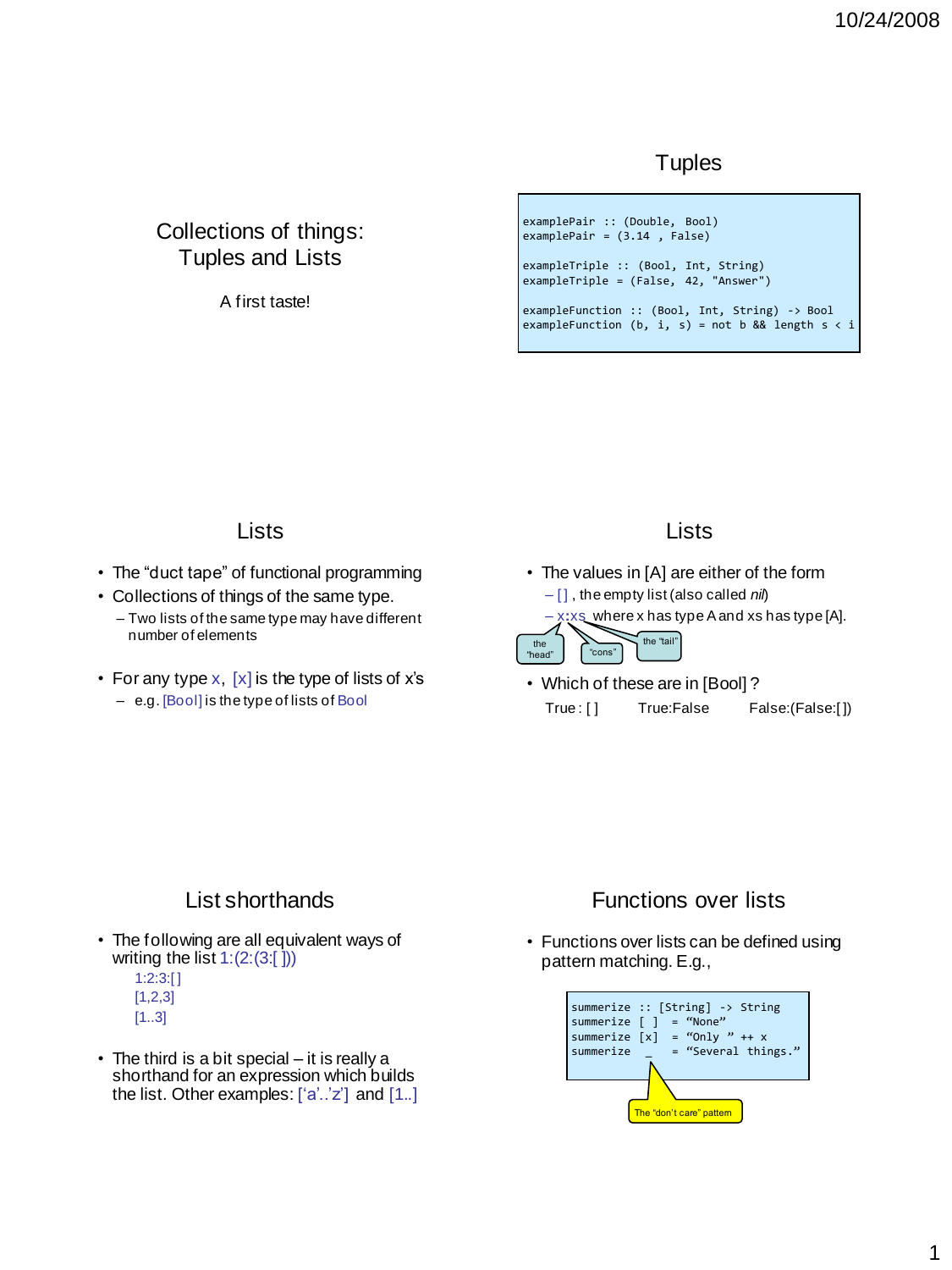# Collections of things: Tuples and Lists

A first taste!

## Tuples

```
examplePair :: (Double, Bool)
examplePair = (3.14 , False)

exampleTriple :: (Bool, Int, String)
exampleTriple = (False, 42, "Answer")

exampleFunction :: (Bool, Int, String) -> Bool
exampleFunction (b, i, s) = not b && length s < i
```

## Lists

- The "duct tape" of functional programming
- Collections of things of the same type.
  - Two lists of the same type may have different number of elements
- For any type x, [x] is the type of lists of x's
  - e.g. [Bool] is the type of lists of Bool

## Lists

- The values in [A] are either of the form
  - [ ] , the empty list (also called *nil*)
  - x:xs where x has type A and xs has type [A].

  (x: the "head"; ":": "cons"; xs: the "tail")

- Which of these are in [Bool] ?

  True : [ ]      True:False      False:(False:[ ])

## List shorthands

- The following are all equivalent ways of writing the list 1:(2:(3:[ ]))

  1:2:3:[ ]
  [1,2,3]
  [1..3]

- The third is a bit special – it is really a shorthand for an expression which builds the list. Other examples: ['a'..'z'] and [1..]

## Functions over lists

- Functions over lists can be defined using pattern matching. E.g.,

```
summerize :: [String] -> String
summerize [ ]  = "None"
summerize [x]  = "Only " ++ x
summerize  _   = "Several things."
```

(_ : The "don't care" pattern)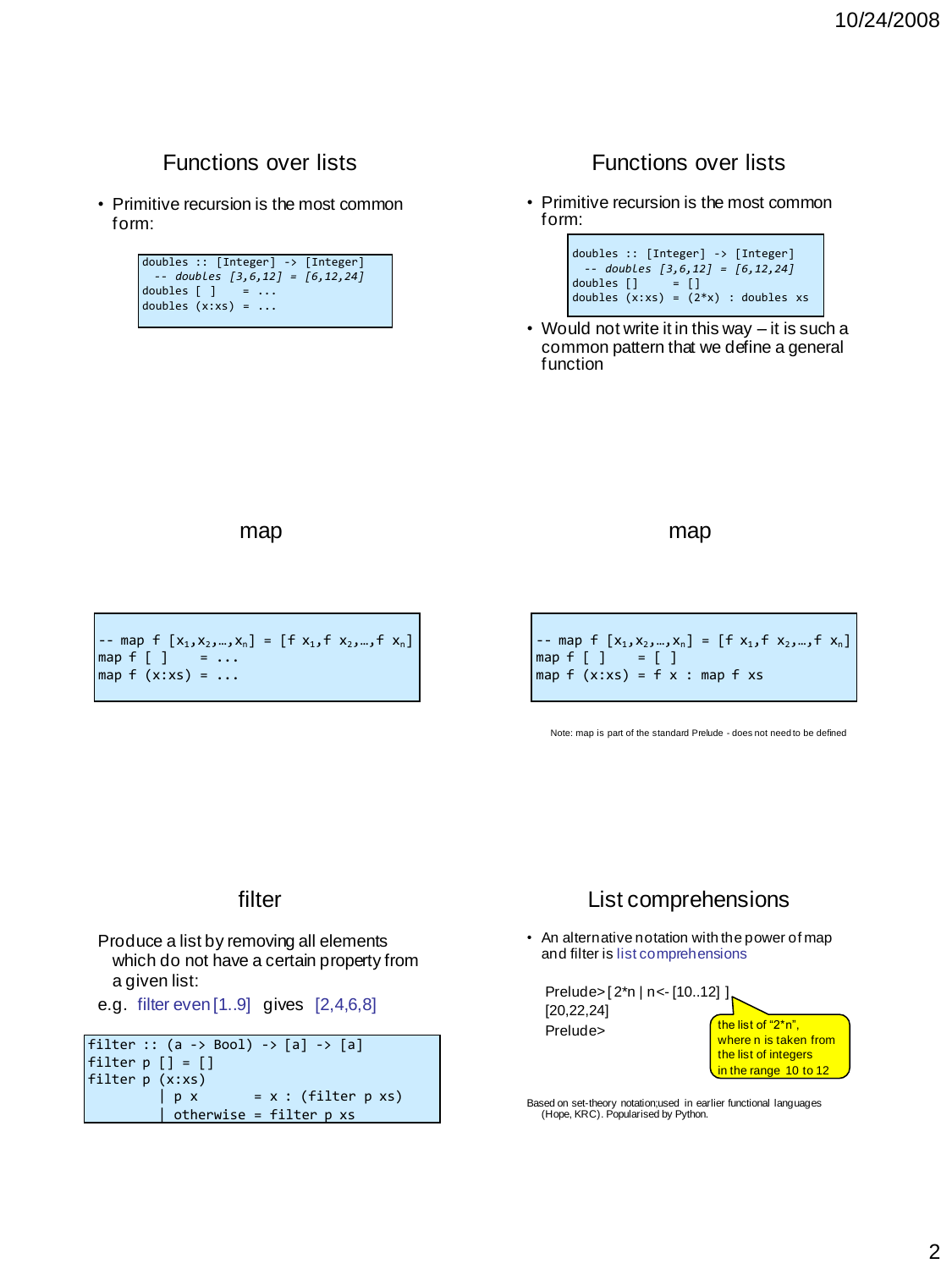## Functions over lists

- Primitive recursion is the most common form:

```
doubles :: [Integer] -> [Integer]
  -- doubles [3,6,12] = [6,12,24]
doubles [ ]    = ...
doubles (x:xs) = ...
```

## Functions over lists

- Primitive recursion is the most common form:

```
doubles :: [Integer] -> [Integer]
  -- doubles [3,6,12] = [6,12,24]
doubles []     = []
doubles (x:xs) = (2*x) : doubles xs
```

- Would not write it in this way – it is such a common pattern that we define a general function

## map

```
-- map f [x1,x2,…,xn] = [f x1,f x2,…,f xn]
map f [ ]    = ...
map f (x:xs) = ...
```

## map

```
-- map f [x1,x2,…,xn] = [f x1,f x2,…,f xn]
map f [ ]    = [ ]
map f (x:xs) = f x : map f xs
```

Note: map is part of the standard Prelude - does not need to be defined

## filter

Produce a list by removing all elements which do not have a certain property from a given list:

e.g. filter even [1..9] gives [2,4,6,8]

```
filter :: (a -> Bool) -> [a] -> [a]
filter p [] = []
filter p (x:xs)
          | p x       = x : (filter p xs)
          | otherwise = filter p xs
```

## List comprehensions

- An alternative notation with the power of map and filter is list comprehensions

```
Prelude> [ 2*n | n<- [10..12] ]
[20,22,24]
Prelude>
```

the list of "2*n", where n is taken from the list of integers in the range 10 to 12

Based on set-theory notation;used in earlier functional languages (Hope, KRC). Popularised by Python.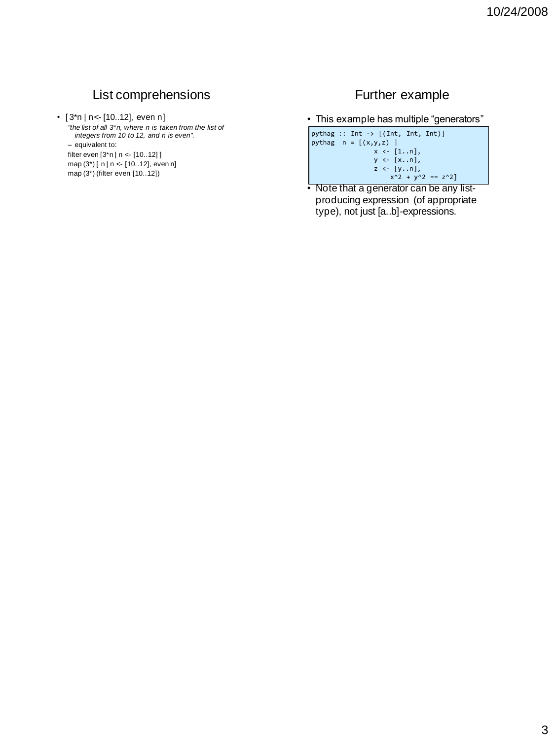## List comprehensions

- [3*n | n<- [10..12], even n]

  *"the list of all 3*n, where n is taken from the list of integers from 10 to 12, and n is even".*

  – equivalent to:

  filter even [3*n | n <- [10..12] ]

  map (3*) [ n | n <- [10..12], even n]

  map (3*) (filter even [10..12])

## Further example

- This example has multiple "generators"

```
pythag :: Int -> [(Int, Int, Int)]
pythag  n = [(x,y,z) |
                x <- [1..n],
                y <- [x..n],
                z <- [y..n],
                    x^2 + y^2 == z^2]
```

- Note that a generator can be any list-producing expression (of appropriate type), not just [a..b]-expressions.